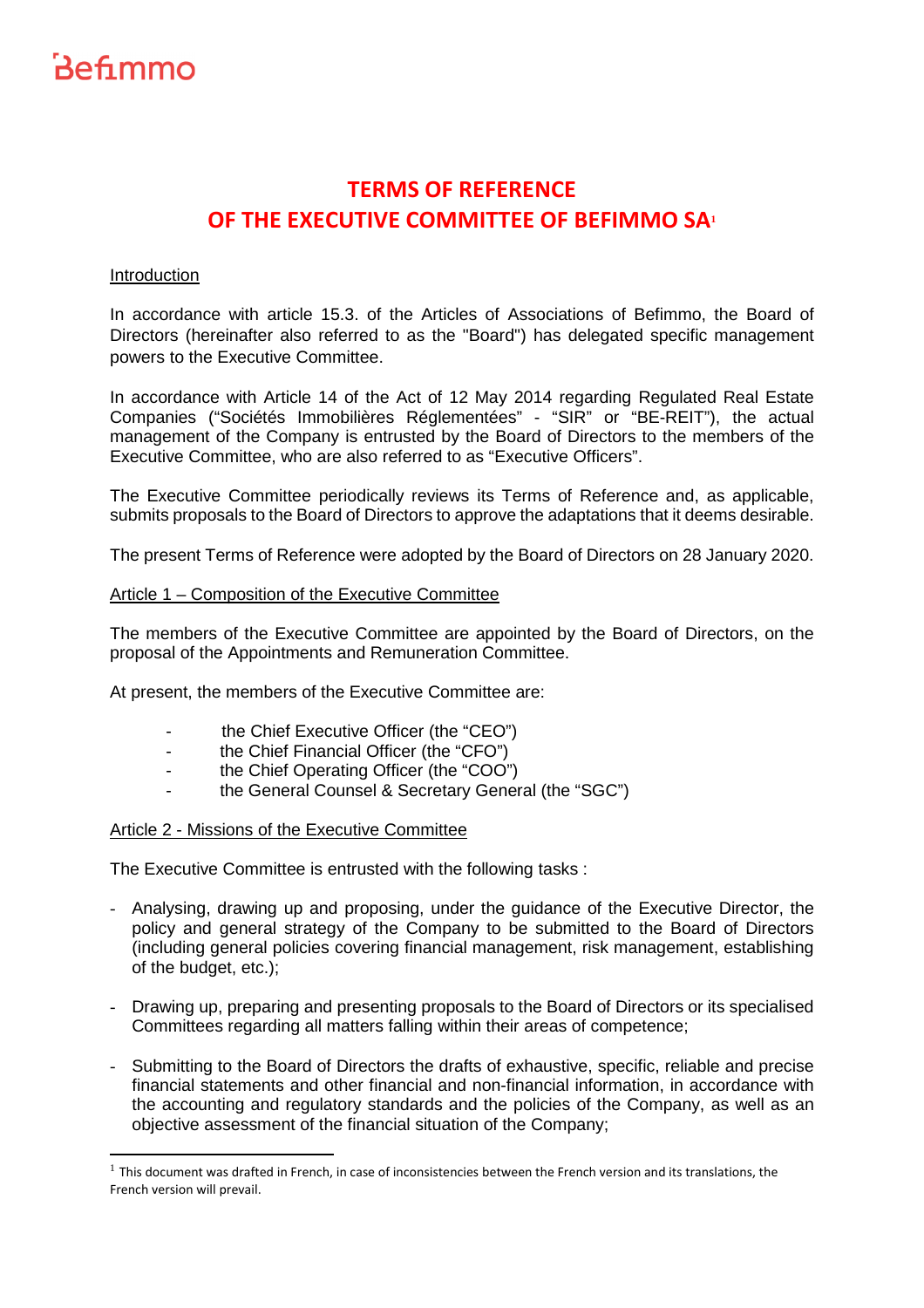Befimmo

# TERMS OF REFERENCE OF THE EXECUTIVE COMMITTEE OF BEFIMMO SA[1]

Introduction

In accordance with article 15.3. of the Articles of Associations of Befimmo, the Board of Directors (hereinafter also referred to as the "Board") has delegated specific management powers to the Executive Committee.

In accordance with Article 14 of the Act of 12 May 2014 regarding Regulated Real Estate Companies ("Sociétés Immobilières Réglementées" - "SIR" or "BE-REIT"), the actual management of the Company is entrusted by the Board of Directors to the members of the Executive Committee, who are also referred to as "Executive Officers".

The Executive Committee periodically reviews its Terms of Reference and, as applicable, submits proposals to the Board of Directors to approve the adaptations that it deems desirable.

The present Terms of Reference were adopted by the Board of Directors on 28 January 2020.

Article 1 – Composition of the Executive Committee

The members of the Executive Committee are appointed by the Board of Directors, on the proposal of the Appointments and Remuneration Committee.

At present, the members of the Executive Committee are:

- the Chief Executive Officer (the "CEO")
- the Chief Financial Officer (the "CFO")
- the Chief Operating Officer (the "COO")
- the General Counsel & Secretary General (the "SGC")

Article 2 - Missions of the Executive Committee

The Executive Committee is entrusted with the following tasks :

- Analysing, drawing up and proposing, under the guidance of the Executive Director, the policy and general strategy of the Company to be submitted to the Board of Directors (including general policies covering financial management, risk management, establishing of the budget, etc.);
- Drawing up, preparing and presenting proposals to the Board of Directors or its specialised Committees regarding all matters falling within their areas of competence;
- Submitting to the Board of Directors the drafts of exhaustive, specific, reliable and precise financial statements and other financial and non-financial information, in accordance with the accounting and regulatory standards and the policies of the Company, as well as an objective assessment of the financial situation of the Company;

[1] This document was drafted in French, in case of inconsistencies between the French version and its translations, the French version will prevail.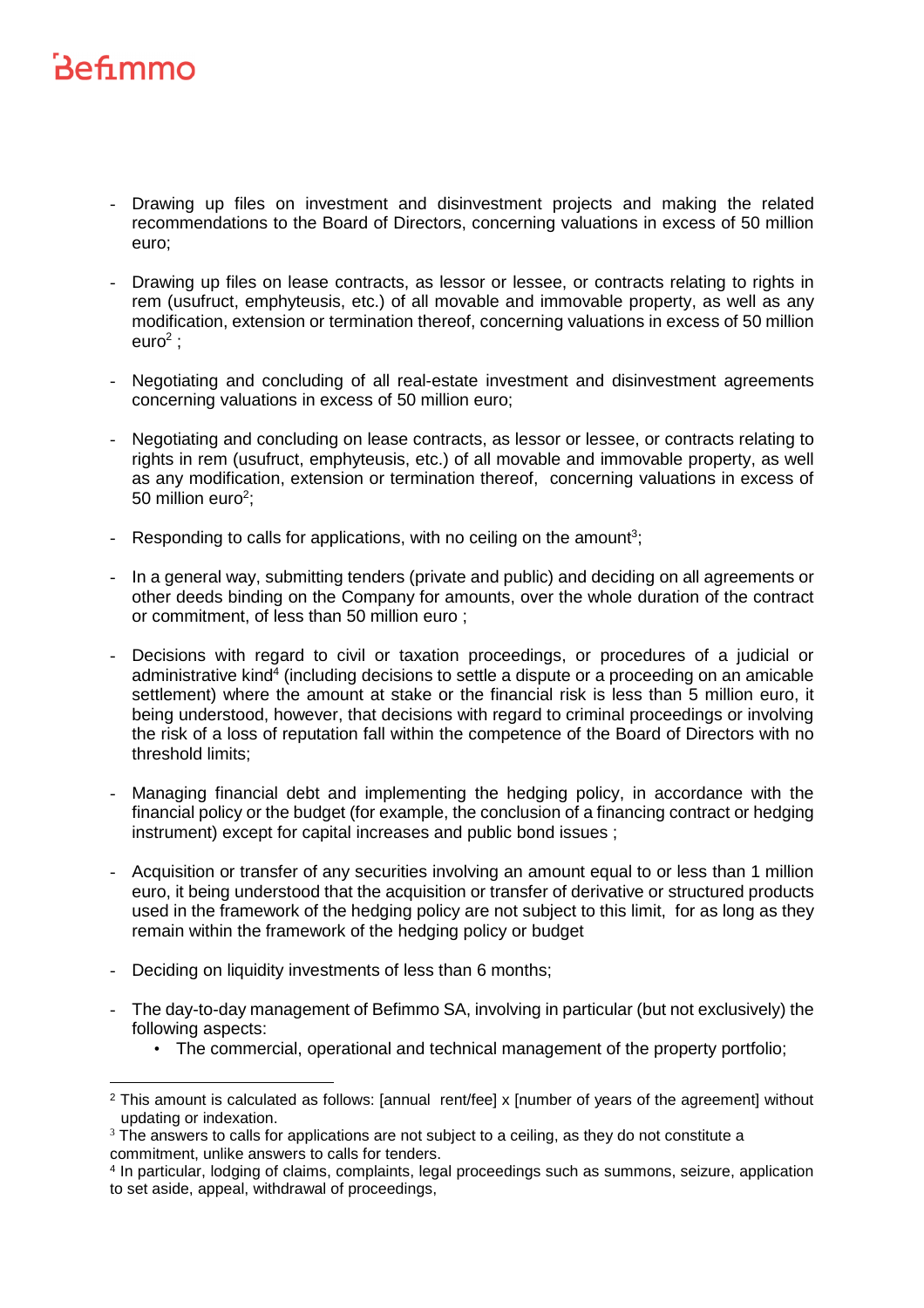- Drawing up files on investment and disinvestment projects and making the related recommendations to the Board of Directors, concerning valuations in excess of 50 million euro;

- Drawing up files on lease contracts, as lessor or lessee, or contracts relating to rights in rem (usufruct, emphyteusis, etc.) of all movable and immovable property, as well as any modification, extension or termination thereof, concerning valuations in excess of 50 million euro[2] ;

- Negotiating and concluding of all real-estate investment and disinvestment agreements concerning valuations in excess of 50 million euro;

- Negotiating and concluding on lease contracts, as lessor or lessee, or contracts relating to rights in rem (usufruct, emphyteusis, etc.) of all movable and immovable property, as well as any modification, extension or termination thereof, concerning valuations in excess of 50 million euro[2];

- Responding to calls for applications, with no ceiling on the amount[3];

- In a general way, submitting tenders (private and public) and deciding on all agreements or other deeds binding on the Company for amounts, over the whole duration of the contract or commitment, of less than 50 million euro ;

- Decisions with regard to civil or taxation proceedings, or procedures of a judicial or administrative kind[4] (including decisions to settle a dispute or a proceeding on an amicable settlement) where the amount at stake or the financial risk is less than 5 million euro, it being understood, however, that decisions with regard to criminal proceedings or involving the risk of a loss of reputation fall within the competence of the Board of Directors with no threshold limits;

- Managing financial debt and implementing the hedging policy, in accordance with the financial policy or the budget (for example, the conclusion of a financing contract or hedging instrument) except for capital increases and public bond issues ;

- Acquisition or transfer of any securities involving an amount equal to or less than 1 million euro, it being understood that the acquisition or transfer of derivative or structured products used in the framework of the hedging policy are not subject to this limit, for as long as they remain within the framework of the hedging policy or budget

- Deciding on liquidity investments of less than 6 months;

- The day-to-day management of Befimmo SA, involving in particular (but not exclusively) the following aspects:
  - The commercial, operational and technical management of the property portfolio;

---

[2] This amount is calculated as follows: [annual rent/fee] x [number of years of the agreement] without updating or indexation.

[3] The answers to calls for applications are not subject to a ceiling, as they do not constitute a commitment, unlike answers to calls for tenders.

[4] In particular, lodging of claims, complaints, legal proceedings such as summons, seizure, application to set aside, appeal, withdrawal of proceedings,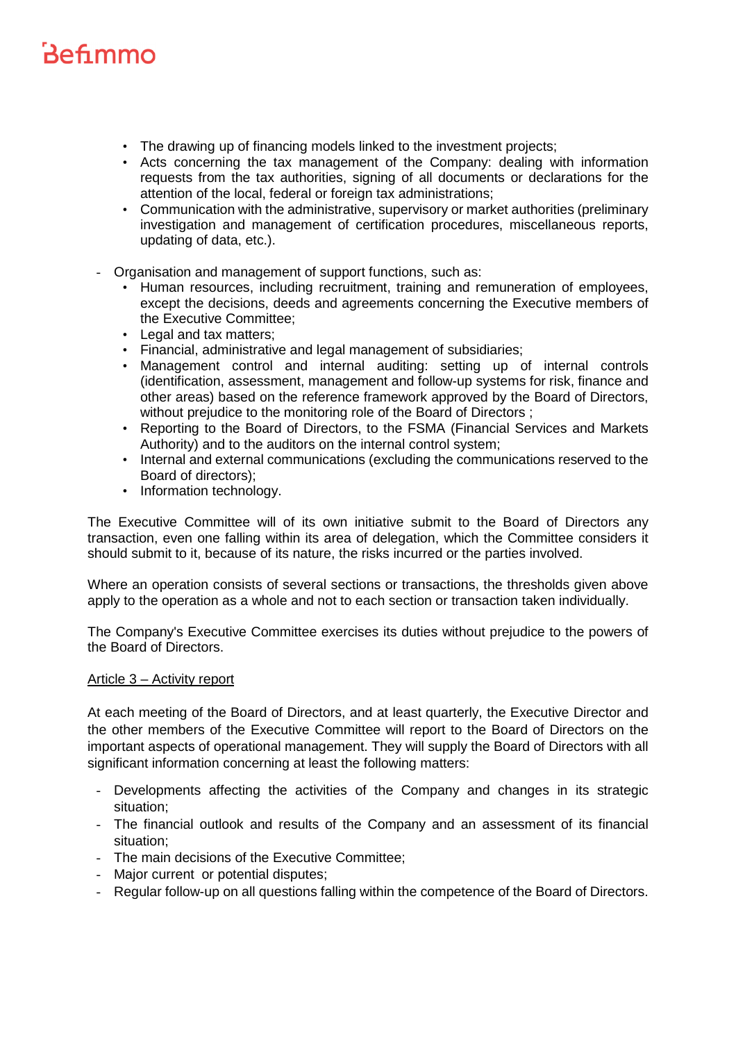- The drawing up of financing models linked to the investment projects;
  - Acts concerning the tax management of the Company: dealing with information requests from the tax authorities, signing of all documents or declarations for the attention of the local, federal or foreign tax administrations;
  - Communication with the administrative, supervisory or market authorities (preliminary investigation and management of certification procedures, miscellaneous reports, updating of data, etc.).

- Organisation and management of support functions, such as:
  - Human resources, including recruitment, training and remuneration of employees, except the decisions, deeds and agreements concerning the Executive members of the Executive Committee;
  - Legal and tax matters;
  - Financial, administrative and legal management of subsidiaries;
  - Management control and internal auditing: setting up of internal controls (identification, assessment, management and follow-up systems for risk, finance and other areas) based on the reference framework approved by the Board of Directors, without prejudice to the monitoring role of the Board of Directors ;
  - Reporting to the Board of Directors, to the FSMA (Financial Services and Markets Authority) and to the auditors on the internal control system;
  - Internal and external communications (excluding the communications reserved to the Board of directors);
  - Information technology.

The Executive Committee will of its own initiative submit to the Board of Directors any transaction, even one falling within its area of delegation, which the Committee considers it should submit to it, because of its nature, the risks incurred or the parties involved.

Where an operation consists of several sections or transactions, the thresholds given above apply to the operation as a whole and not to each section or transaction taken individually.

The Company's Executive Committee exercises its duties without prejudice to the powers of the Board of Directors.

<u>Article 3 – Activity report</u>

At each meeting of the Board of Directors, and at least quarterly, the Executive Director and the other members of the Executive Committee will report to the Board of Directors on the important aspects of operational management. They will supply the Board of Directors with all significant information concerning at least the following matters:

- Developments affecting the activities of the Company and changes in its strategic situation;
- The financial outlook and results of the Company and an assessment of its financial situation;
- The main decisions of the Executive Committee;
- Major current or potential disputes;
- Regular follow-up on all questions falling within the competence of the Board of Directors.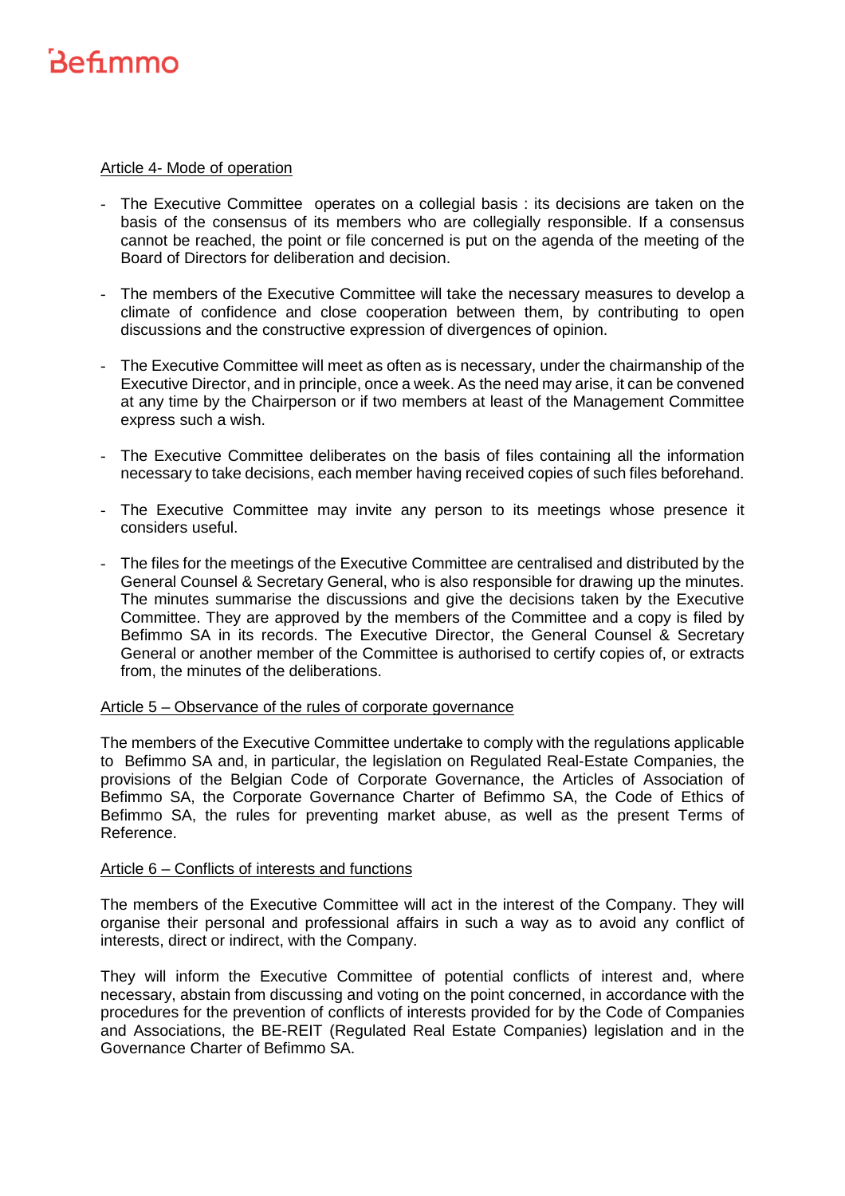Article 4- Mode of operation

- The Executive Committee operates on a collegial basis : its decisions are taken on the basis of the consensus of its members who are collegially responsible. If a consensus cannot be reached, the point or file concerned is put on the agenda of the meeting of the Board of Directors for deliberation and decision.

- The members of the Executive Committee will take the necessary measures to develop a climate of confidence and close cooperation between them, by contributing to open discussions and the constructive expression of divergences of opinion.

- The Executive Committee will meet as often as is necessary, under the chairmanship of the Executive Director, and in principle, once a week. As the need may arise, it can be convened at any time by the Chairperson or if two members at least of the Management Committee express such a wish.

- The Executive Committee deliberates on the basis of files containing all the information necessary to take decisions, each member having received copies of such files beforehand.

- The Executive Committee may invite any person to its meetings whose presence it considers useful.

- The files for the meetings of the Executive Committee are centralised and distributed by the General Counsel & Secretary General, who is also responsible for drawing up the minutes. The minutes summarise the discussions and give the decisions taken by the Executive Committee. They are approved by the members of the Committee and a copy is filed by Befimmo SA in its records. The Executive Director, the General Counsel & Secretary General or another member of the Committee is authorised to certify copies of, or extracts from, the minutes of the deliberations.

Article 5 – Observance of the rules of corporate governance

The members of the Executive Committee undertake to comply with the regulations applicable to Befimmo SA and, in particular, the legislation on Regulated Real-Estate Companies, the provisions of the Belgian Code of Corporate Governance, the Articles of Association of Befimmo SA, the Corporate Governance Charter of Befimmo SA, the Code of Ethics of Befimmo SA, the rules for preventing market abuse, as well as the present Terms of Reference.

Article 6 – Conflicts of interests and functions

The members of the Executive Committee will act in the interest of the Company. They will organise their personal and professional affairs in such a way as to avoid any conflict of interests, direct or indirect, with the Company.

They will inform the Executive Committee of potential conflicts of interest and, where necessary, abstain from discussing and voting on the point concerned, in accordance with the procedures for the prevention of conflicts of interests provided for by the Code of Companies and Associations, the BE-REIT (Regulated Real Estate Companies) legislation and in the Governance Charter of Befimmo SA.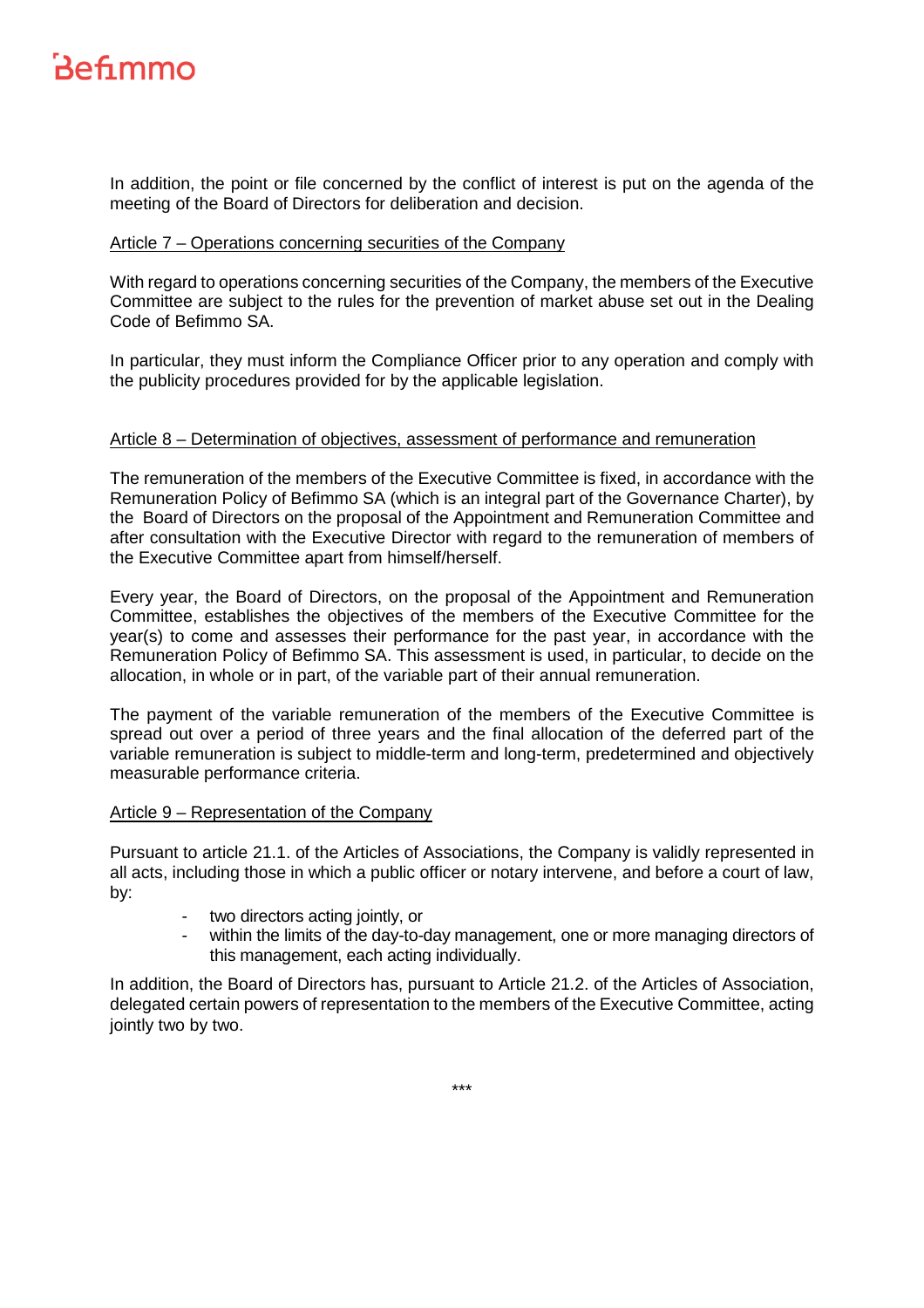In addition, the point or file concerned by the conflict of interest is put on the agenda of the meeting of the Board of Directors for deliberation and decision.

## Article 7 – Operations concerning securities of the Company

With regard to operations concerning securities of the Company, the members of the Executive Committee are subject to the rules for the prevention of market abuse set out in the Dealing Code of Befimmo SA.

In particular, they must inform the Compliance Officer prior to any operation and comply with the publicity procedures provided for by the applicable legislation.

## Article 8 – Determination of objectives, assessment of performance and remuneration

The remuneration of the members of the Executive Committee is fixed, in accordance with the Remuneration Policy of Befimmo SA (which is an integral part of the Governance Charter), by the Board of Directors on the proposal of the Appointment and Remuneration Committee and after consultation with the Executive Director with regard to the remuneration of members of the Executive Committee apart from himself/herself.

Every year, the Board of Directors, on the proposal of the Appointment and Remuneration Committee, establishes the objectives of the members of the Executive Committee for the year(s) to come and assesses their performance for the past year, in accordance with the Remuneration Policy of Befimmo SA. This assessment is used, in particular, to decide on the allocation, in whole or in part, of the variable part of their annual remuneration.

The payment of the variable remuneration of the members of the Executive Committee is spread out over a period of three years and the final allocation of the deferred part of the variable remuneration is subject to middle-term and long-term, predetermined and objectively measurable performance criteria.

## Article 9 – Representation of the Company

Pursuant to article 21.1. of the Articles of Associations, the Company is validly represented in all acts, including those in which a public officer or notary intervene, and before a court of law, by:

- two directors acting jointly, or
- within the limits of the day-to-day management, one or more managing directors of this management, each acting individually.

In addition, the Board of Directors has, pursuant to Article 21.2. of the Articles of Association, delegated certain powers of representation to the members of the Executive Committee, acting jointly two by two.

***